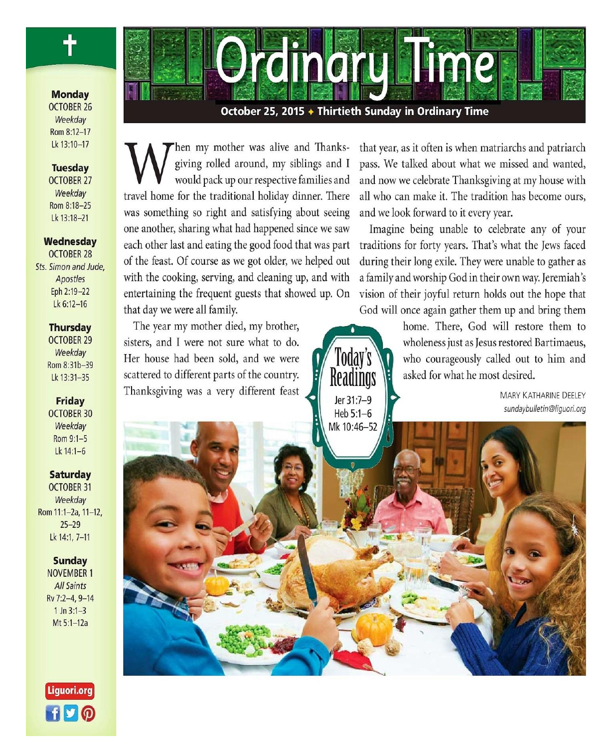# Ordinary Time

**October 25, 2015 ✦ Thirtieth Sunday in Ordinary Time**

When my mother was alive and Thanksgiving rolled around, my siblings and I would pack up our respective families and travel home for the traditional holiday dinner. There was something so right and satisfying about seeing one another, sharing what had happened since we saw each other last and eating the good food that was part of the feast. Of course as we got older, we helped out with the cooking, serving, and cleaning up, and with entertaining the frequent guests that showed up. On that day we were all family.

The year my mother died, my brother, sisters, and I were not sure what to do. Her house had been sold, and we were scattered to different parts of the country. Thanksgiving was a very different feast that year, as it often is when matriarchs and patriarch pass. We talked about what we missed and wanted, and now we celebrate Thanksgiving at my house with all who can make it. The tradition has become ours, and we look forward to it every year.

Imagine being unable to celebrate any of your traditions for forty years. That's what the Jews faced during their long exile. They were unable to gather as a family and worship God in their own way. Jeremiah's vision of their joyful return holds out the hope that God will once again gather them up and bring them home. There, God will restore them to wholeness just as Jesus restored Bartimaeus, who courageously called out to him and asked for what he most desired.

MARY KATHARINE DEELEY
*sundaybulletin@liguori.org*

## Today's Readings

Jer 31:7–9
Heb 5:1–6
Mk 10:46–52

---

**Monday**
OCTOBER 26
*Weekday*
Rom 8:12–17
Lk 13:10–17

**Tuesday**
OCTOBER 27
*Weekday*
Rom 8:18–25
Lk 13:18–21

**Wednesday**
OCTOBER 28
*Sts. Simon and Jude, Apostles*
Eph 2:19–22
Lk 6:12–16

**Thursday**
OCTOBER 29
*Weekday*
Rom 8:31b–39
Lk 13:31–35

**Friday**
OCTOBER 30
*Weekday*
Rom 9:1–5
Lk 14:1–6

**Saturday**
OCTOBER 31
*Weekday*
Rom 11:1–2a, 11–12, 25–29
Lk 14:1, 7–11

**Sunday**
NOVEMBER 1
*All Saints*
Rv 7:2–4, 9–14
1 Jn 3:1–3
Mt 5:1–12a

Liguori.org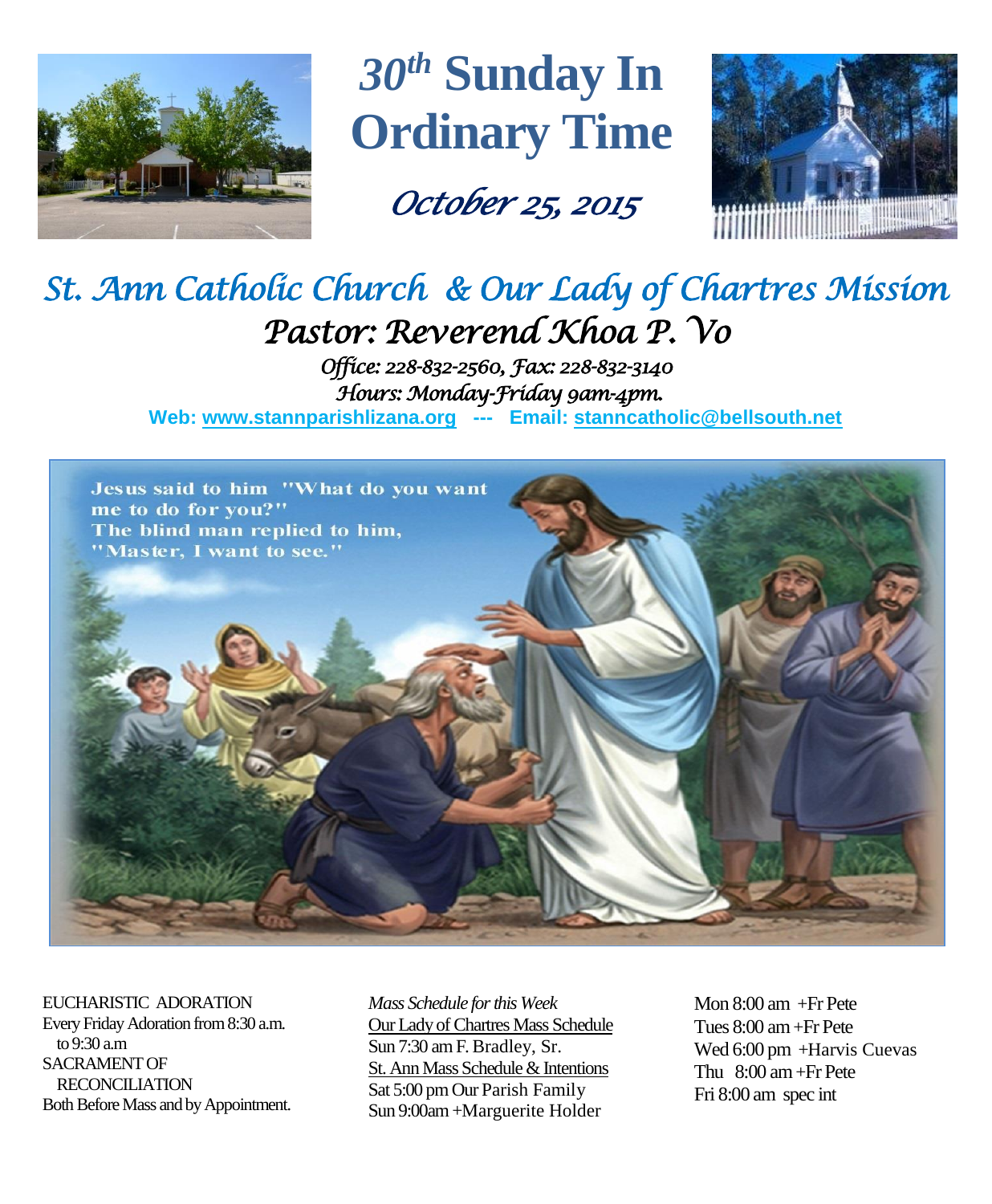# 30th Sunday In Ordinary Time

*October 25, 2015*

## *St. Ann Catholic Church & Our Lady of Chartres Mission*

### *Pastor: Reverend Khoa P. Vo*

*Office: 228-832-2560, Fax: 228-832-3140*
*Hours: Monday-Friday 9am-4pm.*

**Web: www.stannparishlizana.org --- Email: stanncatholic@bellsouth.net**

EUCHARISTIC ADORATION
Every Friday Adoration from 8:30 a.m. to 9:30 a.m
SACRAMENT OF RECONCILIATION
Both Before Mass and by Appointment.

*Mass Schedule for this Week*
Our Lady of Chartres Mass Schedule
Sun 7:30 am F. Bradley, Sr.
St. Ann Mass Schedule & Intentions
Sat 5:00 pm Our Parish Family
Sun 9:00am +Marguerite Holder

Mon 8:00 am +Fr Pete
Tues 8:00 am +Fr Pete
Wed 6:00 pm +Harvis Cuevas
Thu 8:00 am +Fr Pete
Fri 8:00 am spec int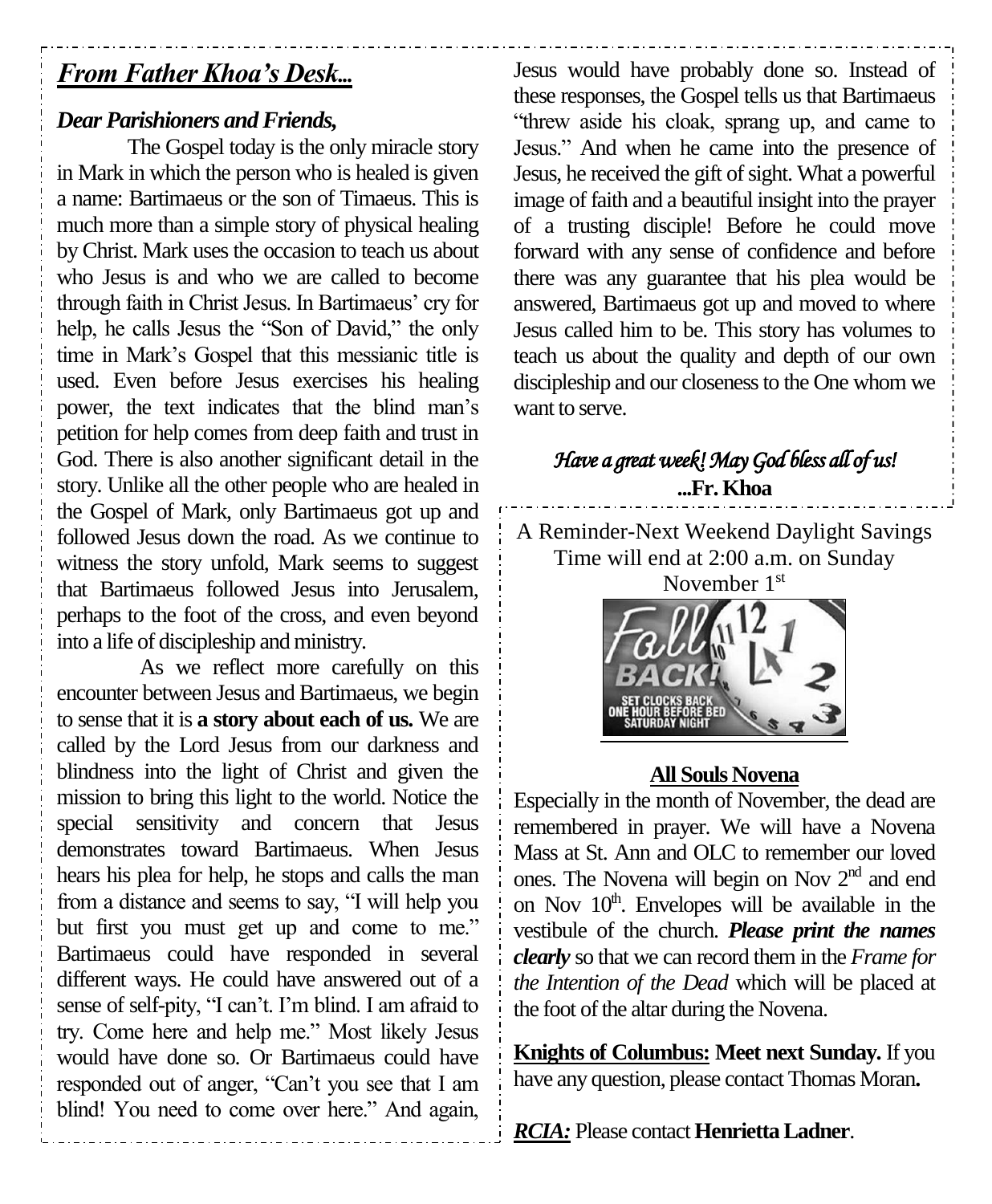## *From Father Khoa's Desk...*

***Dear Parishioners and Friends,***

The Gospel today is the only miracle story in Mark in which the person who is healed is given a name: Bartimaeus or the son of Timaeus. This is much more than a simple story of physical healing by Christ. Mark uses the occasion to teach us about who Jesus is and who we are called to become through faith in Christ Jesus. In Bartimaeus' cry for help, he calls Jesus the "Son of David," the only time in Mark's Gospel that this messianic title is used. Even before Jesus exercises his healing power, the text indicates that the blind man's petition for help comes from deep faith and trust in God. There is also another significant detail in the story. Unlike all the other people who are healed in the Gospel of Mark, only Bartimaeus got up and followed Jesus down the road. As we continue to witness the story unfold, Mark seems to suggest that Bartimaeus followed Jesus into Jerusalem, perhaps to the foot of the cross, and even beyond into a life of discipleship and ministry.

As we reflect more carefully on this encounter between Jesus and Bartimaeus, we begin to sense that it is **a story about each of us.** We are called by the Lord Jesus from our darkness and blindness into the light of Christ and given the mission to bring this light to the world. Notice the special sensitivity and concern that Jesus demonstrates toward Bartimaeus. When Jesus hears his plea for help, he stops and calls the man from a distance and seems to say, "I will help you but first you must get up and come to me." Bartimaeus could have responded in several different ways. He could have answered out of a sense of self-pity, "I can't. I'm blind. I am afraid to try. Come here and help me." Most likely Jesus would have done so. Or Bartimaeus could have responded out of anger, "Can't you see that I am blind! You need to come over here." And again, Jesus would have probably done so. Instead of these responses, the Gospel tells us that Bartimaeus "threw aside his cloak, sprang up, and came to Jesus." And when he came into the presence of Jesus, he received the gift of sight. What a powerful image of faith and a beautiful insight into the prayer of a trusting disciple! Before he could move forward with any sense of confidence and before there was any guarantee that his plea would be answered, Bartimaeus got up and moved to where Jesus called him to be. This story has volumes to teach us about the quality and depth of our own discipleship and our closeness to the One whom we want to serve.

*Have a great week! May God bless all of us!*
**...Fr. Khoa**

A Reminder-Next Weekend Daylight Savings Time will end at 2:00 a.m. on Sunday November 1st

**<u>All Souls Novena</u>**

Especially in the month of November, the dead are remembered in prayer. We will have a Novena Mass at St. Ann and OLC to remember our loved ones. The Novena will begin on Nov 2nd and end on Nov 10th. Envelopes will be available in the vestibule of the church. ***Please print the names clearly*** so that we can record them in the *Frame for the Intention of the Dead* which will be placed at the foot of the altar during the Novena.

**<u>Knights of Columbus:</u> Meet next Sunday.** If you have any question, please contact Thomas Moran**.**

***<u>RCIA:</u>*** Please contact **Henrietta Ladner**.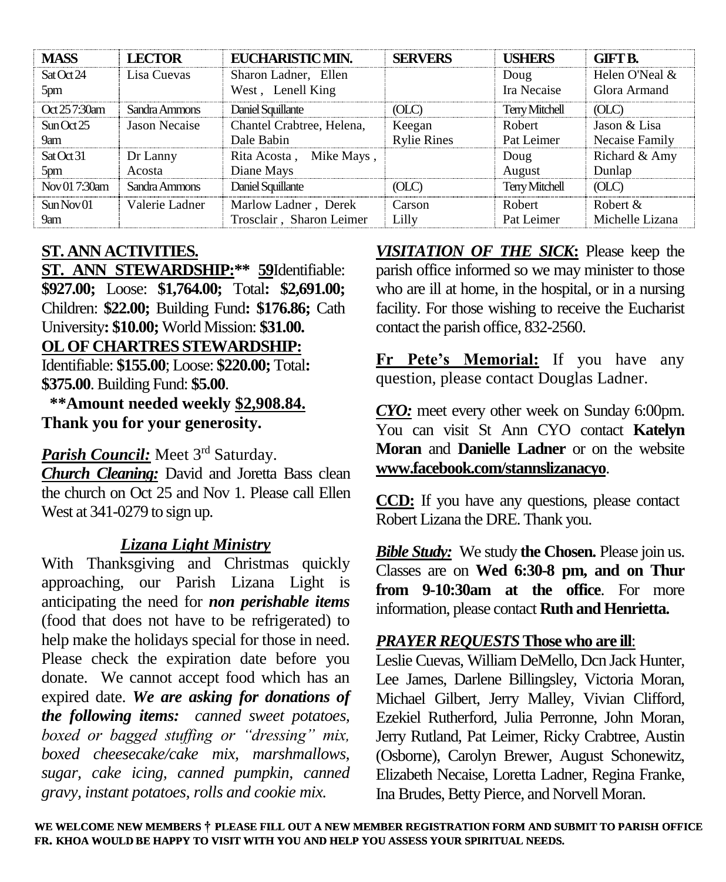| MASS | LECTOR | EUCHARISTIC MIN. | SERVERS | USHERS | GIFT B. |
|---|---|---|---|---|---|
| Sat Oct 24 5pm | Lisa Cuevas | Sharon Ladner, Ellen West , Lenell King | | Doug Ira Necaise | Helen O'Neal & Glora Armand |
| Oct 25 7:30am | Sandra Ammons | Daniel Squillante | (OLC) | Terry Mitchell | (OLC) |
| Sun Oct 25 9am | Jason Necaise | Chantel Crabtree, Helena, Dale Babin | Keegan Rylie Rines | Robert Pat Leimer | Jason & Lisa Necaise Family |
| Sat Oct 31 5pm | Dr Lanny Acosta | Rita Acosta , Mike Mays , Diane Mays | | Doug August | Richard & Amy Dunlap |
| Nov 01 7:30am | Sandra Ammons | Daniel Squillante | (OLC) | Terry Mitchell | (OLC) |
| Sun Nov 01 9am | Valerie Ladner | Marlow Ladner , Derek Trosclair , Sharon Leimer | Carson Lilly | Robert Pat Leimer | Robert & Michelle Lizana |

**ST. ANN ACTIVITIES.**

**ST. ANN STEWARDSHIP:\*\* 59**Identifiable: **$927.00;** Loose: **$1,764.00;** Total**: $2,691.00;** Children: **$22.00;** Building Fund**: $176.86;** Cath University**: $10.00;** World Mission: **$31.00.**

**OL OF CHARTRES STEWARDSHIP:**

Identifiable: **$155.00**; Loose: **$220.00;** Total**: $375.00**. Building Fund: **$5.00**.

**\*\*Amount needed weekly $2,908.84.**

**Thank you for your generosity.**

***Parish Council:*** Meet 3rd Saturday.

***Church Cleaning:*** David and Joretta Bass clean the church on Oct 25 and Nov 1. Please call Ellen West at 341-0279 to sign up.

### *Lizana Light Ministry*

With Thanksgiving and Christmas quickly approaching, our Parish Lizana Light is anticipating the need for ***non perishable items*** (food that does not have to be refrigerated) to help make the holidays special for those in need. Please check the expiration date before you donate. We cannot accept food which has an expired date. ***We are asking for donations of the following items:*** *canned sweet potatoes, boxed or bagged stuffing or "dressing" mix, boxed cheesecake/cake mix, marshmallows, sugar, cake icing, canned pumpkin, canned gravy, instant potatoes, rolls and cookie mix.*

***VISITATION OF THE SICK*:** Please keep the parish office informed so we may minister to those who are ill at home, in the hospital, or in a nursing facility. For those wishing to receive the Eucharist contact the parish office, 832-2560.

**Fr Pete's Memorial:** If you have any question, please contact Douglas Ladner.

***CYO:*** meet every other week on Sunday 6:00pm. You can visit St Ann CYO contact **Katelyn Moran** and **Danielle Ladner** or on the website **www.facebook.com/stannslizanacyo**.

**CCD:** If you have any questions, please contact Robert Lizana the DRE. Thank you.

***Bible Study:*** We study **the Chosen.** Please join us. Classes are on **Wed 6:30-8 pm, and on Thur from 9-10:30am at the office**. For more information, please contact **Ruth and Henrietta.**

***PRAYER REQUESTS* Those who are ill**:

Leslie Cuevas, William DeMello, Dcn Jack Hunter, Lee James, Darlene Billingsley, Victoria Moran, Michael Gilbert, Jerry Malley, Vivian Clifford, Ezekiel Rutherford, Julia Perronne, John Moran, Jerry Rutland, Pat Leimer, Ricky Crabtree, Austin (Osborne), Carolyn Brewer, August Schonewitz, Elizabeth Necaise, Loretta Ladner, Regina Franke, Ina Brudes, Betty Pierce, and Norvell Moran.

**WE WELCOME NEW MEMBERS † PLEASE FILL OUT A NEW MEMBER REGISTRATION FORM AND SUBMIT TO PARISH OFFICE FR. KHOA WOULD BE HAPPY TO VISIT WITH YOU AND HELP YOU ASSESS YOUR SPIRITUAL NEEDS.**